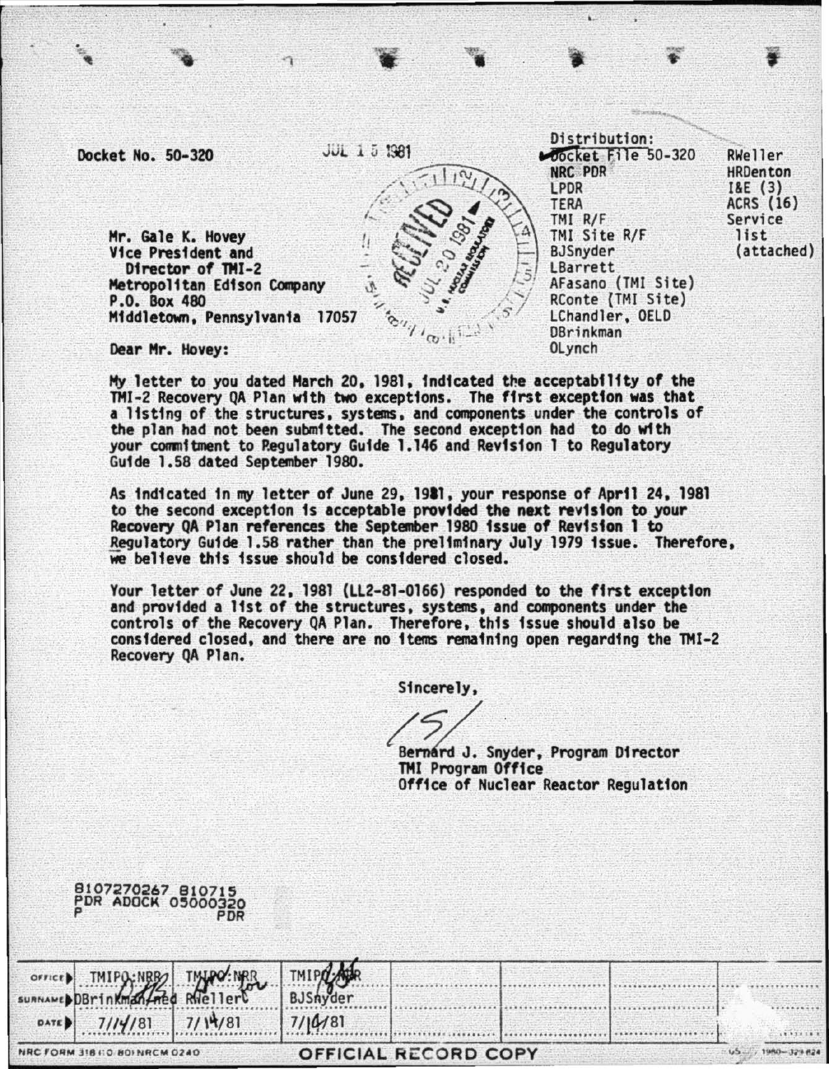Docket No. 50-320

JUL 1 5 1981

Distribution:
Docket File 50-320
NRC PDR
LPDR
TERA
TMI R/F
TMI Site R/F
BJSnyder
LBarrett
AFasano (TMI Site)
RConte (TMI Site)
LChandler, OELD
DBrinkman
OLynch
RWeller
HRDenton
I&E (3)
ACRS (16)
Service list (attached)

RECEIVED JUL 20 1981 U.S. NUCLEAR REGULATORY COMMISSION

Mr. Gale K. Hovey
Vice President and
Director of TMI-2
Metropolitan Edison Company
P.O. Box 480
Middletown, Pennsylvania 17057

Dear Mr. Hovey:

My letter to you dated March 20, 1981, indicated the acceptability of the TMI-2 Recovery QA Plan with two exceptions. The first exception was that a listing of the structures, systems, and components under the controls of the plan had not been submitted. The second exception had to do with your commitment to Regulatory Guide 1.146 and Revision 1 to Regulatory Guide 1.58 dated September 1980.

As indicated in my letter of June 29, 1981, your response of April 24, 1981 to the second exception is acceptable provided the next revision to your Recovery QA Plan references the September 1980 issue of Revision 1 to Regulatory Guide 1.58 rather than the preliminary July 1979 issue. Therefore, we believe this issue should be considered closed.

Your letter of June 22, 1981 (LL2-81-0166) responded to the first exception and provided a list of the structures, systems, and components under the controls of the Recovery QA Plan. Therefore, this issue should also be considered closed, and there are no items remaining open regarding the TMI-2 Recovery QA Plan.

Sincerely,

/S/

Bernard J. Snyder, Program Director
TMI Program Office
Office of Nuclear Reactor Regulation

8107270267 810715
PDR ADOCK 05000320
P PDR

| OFFICE | TMIPO:NRR | TMIPO:NRR | TMIPO:NRR |
|---|---|---|---|
| SURNAME | DBrinkman/ned | RWeller | BJSnyder |
| DATE | 7/14/81 | 7/14/81 | 7/14/81 |

NRC FORM 318 (10-80) NRCM 0240

OFFICIAL RECORD COPY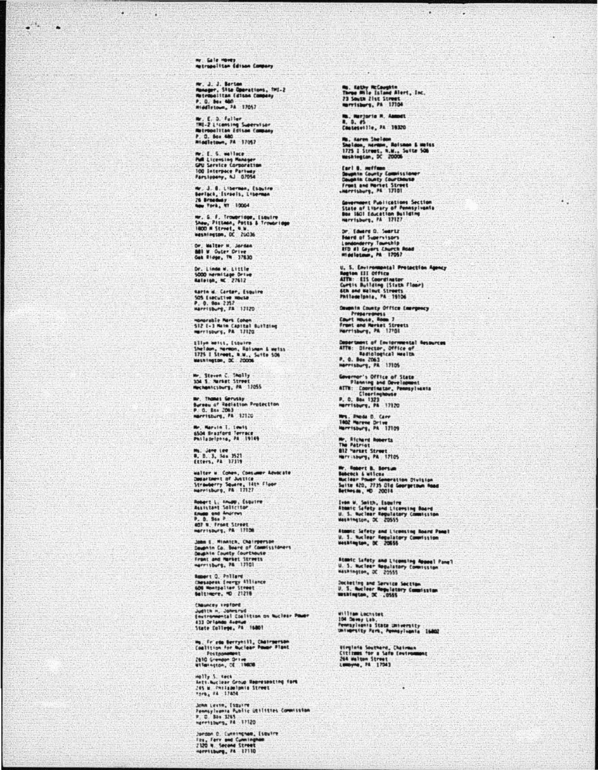Mr. Gale Hovey
Metropolitan Edison Company

Mr. J. J. Barton
Manager, Site Operations, TMI-2
Metropolitan Edison Company
P. O. Box 480
Middletown, PA 17057

Mr. E. D. Fuller
TMI-2 Licensing Supervisor
Metropolitan Edison Company
P. O. Box 480
Middletown, PA 17057

Mr. E. G. Wallace
PWR Licensing Manager
GPU Service Corporation
100 Interpace Parkway
Parsippany, NJ 07054

Mr. J. B. Liberman, Esquire
Berlack, Israels, Liberman
26 Broadway
New York, NY 10004

Mr. G. F. Trowbridge, Esquire
Shaw, Pittman, Potts & Trowbridge
1800 M Street, N.W.
Washington, DC 20036

Dr. Walter H. Jordan
881 W. Outer Drive
Oak Ridge, TN 37830

Dr. Linda W. Little
5000 Hermitage Drive
Raleigh, NC 27612

Karin W. Carter, Esquire
505 Executive House
P. O. Box 2357
Harrisburg, PA 17120

Honorable Mark Cohen
512 E-3 Main Capital Building
Harrisburg, PA 17120

Ellyn Weiss, Esquire
Sheldon, Harmon, Roisman & Weiss
1725 I Street, N.W., Suite 506
Washington, DC 20006

Mr. Steven C. Sholly
304 S. Market Street
Mechanicsburg, PA 17055

Mr. Thomas Gerusky
Bureau of Radiation Protection
P. O. Box 2063
Harrisburg, PA 17120

Mr. Marvin I. Lewis
6504 Bradford Terrace
Philadelphia, PA 19149

Ms. Jane Lee
R. D. 3, Box 3521
Etters, PA 17319

Walter W. Cohen, Consumer Advocate
Department of Justice
Strawberry Square, 14th Floor
Harrisburg, PA 17127

Robert L. Knupp, Esquire
Assistant Solicitor
Knupp and Andrews
P. O. Box P
407 N. Front Street
Harrisburg, PA 17108

John E. Minnich, Chairperson
Dauphin Co. Board of Commissioners
Dauphin County Courthouse
Front and Market Streets
Harrisburg, PA 17101

Robert Q. Pollard
Chesapeak Energy Alliance
609 Montpelier Street
Baltimore, MD 21218

Chauncey Kepford
Judith H. Johnsrud
Environmental Coalition on Nuclear Power
433 Orlando Avenue
State College, PA 16801

Ms. Frieda Berryhill, Chairperson
Coalition for Nuclear Power Plant
Postponement
2610 Grendon Drive
Wilmington, DE 19808

Holly S. Keck
Anti-Nuclear Group Representing York
245 W. Philadelphia Street
York, PA 17404

John Levin, Esquire
Pennsylvania Public Utilities Commission
P. O. Box 3265
Harrisburg, PA 17120

Jordan D. Cunningham, Esquire
Fox, Farr and Cunningham
2320 N. Second Street
Harrisburg, PA 17110

Ms. Kathy McCaughin
Three Mile Island Alert, Inc.
23 South 21st Street
Harrisburg, PA 17104

Ms. Marjorie M. Aamodt
R. D. #5
Coatesville, PA 19320

Ms. Karen Sheldon
Sheldon, Harmon, Roisman & Weiss
1725 I Street, N.W., Suite 506
Washington, DC 20006

Earl B. Hoffman
Dauphin County Commissioner
Dauphin County Courthouse
Front and Market Street
Harrisburg, PA 17101

Government Publications Section
State of Library of Pennsylvania
Box 1601 Education Building
Harrisburg, PA 17127

Dr. Edward O. Swartz
Board of Supervisors
Londonderry Township
RFD #1 Geyers Church Road
Middletown, PA 17057

U. S. Environmental Protection Agency
Region III Office
ATTN: EIS Coordinator
Curtis Building (Sixth Floor)
6th and Walnut Streets
Philadelphia, PA 19106

Dauphin County Office Emergency
Preparedness
Court House, Room 7
Front and Market Streets
Harrisburg, PA 17101

Department of Environmental Resources
ATTN: Director, Office of
Radiological Health
P. O. Box 2063
Harrisburg, PA 17105

Governor's Office of State
Planning and Development
ATTN: Coordinator, Pennsylvania
Clearinghouse
P. O. Box 1323
Harrisburg, PA 17120

Mrs. Rhoda D. Carr
1402 Marene Drive
Harrisburg, PA 17109

Mr. Richard Roberts
The Patriot
812 Market Street
Harrisburg, PA 17105

Mr. Robert B. Borsum
Babcock & Wilcox
Nuclear Power Generation Division
Suite 420, 7735 Old Georgetown Road
Bethesda, MD 20014

Ivan W. Smith, Esquire
Atomic Safety and Licensing Board
U. S. Nuclear Regulatory Commission
Washington, DC 20555

Atomic Safety and Licensing Board Panel
U. S. Nuclear Regulatory Commission
Washington, DC 20555

Atomic Safety and Licensing Appeal Panel
U. S. Nuclear Regulatory Commission
Washington, DC 20555

Docketing and Service Section
U. S. Nuclear Regulatory Commission
Washington, DC 20555

William Lochstet
104 Davey Lab.
Pennsylvania State University
University Park, Pennsylvania 16802

Virginia Southard, Chairman
Citizens for a Safe Environment
264 Walton Street
Lemoyne, PA 17043